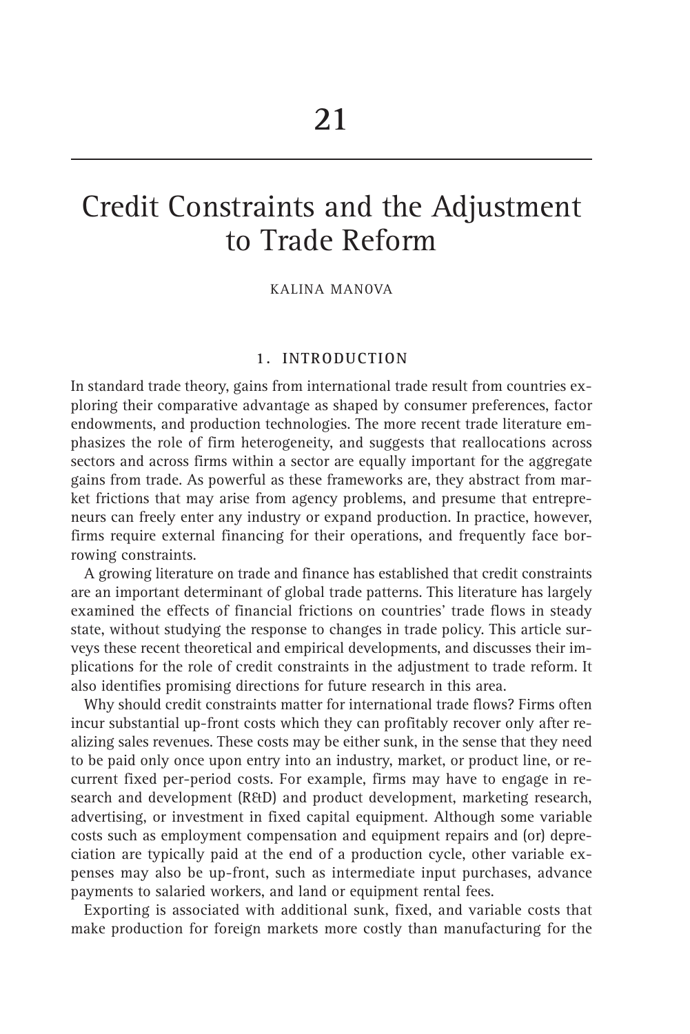# 21

# Credit Constraints and the Adjustment to Trade Reform

KALINA MANOVA

## 1. INTRODUCTION

In standard trade theory, gains from international trade result from countries exploring their comparative advantage as shaped by consumer preferences, factor endowments, and production technologies. The more recent trade literature emphasizes the role of firm heterogeneity, and suggests that reallocations across sectors and across firms within a sector are equally important for the aggregate gains from trade. As powerful as these frameworks are, they abstract from market frictions that may arise from agency problems, and presume that entrepreneurs can freely enter any industry or expand production. In practice, however, firms require external financing for their operations, and frequently face borrowing constraints.

A growing literature on trade and finance has established that credit constraints are an important determinant of global trade patterns. This literature has largely examined the effects of financial frictions on countries' trade flows in steady state, without studying the response to changes in trade policy. This article surveys these recent theoretical and empirical developments, and discusses their implications for the role of credit constraints in the adjustment to trade reform. It also identifies promising directions for future research in this area.

Why should credit constraints matter for international trade flows? Firms often incur substantial up-front costs which they can profitably recover only after realizing sales revenues. These costs may be either sunk, in the sense that they need to be paid only once upon entry into an industry, market, or product line, or recurrent fixed per-period costs. For example, firms may have to engage in research and development (R&D) and product development, marketing research, advertising, or investment in fixed capital equipment. Although some variable costs such as employment compensation and equipment repairs and (or) depreciation are typically paid at the end of a production cycle, other variable expenses may also be up-front, such as intermediate input purchases, advance payments to salaried workers, and land or equipment rental fees.

Exporting is associated with additional sunk, fixed, and variable costs that make production for foreign markets more costly than manufacturing for the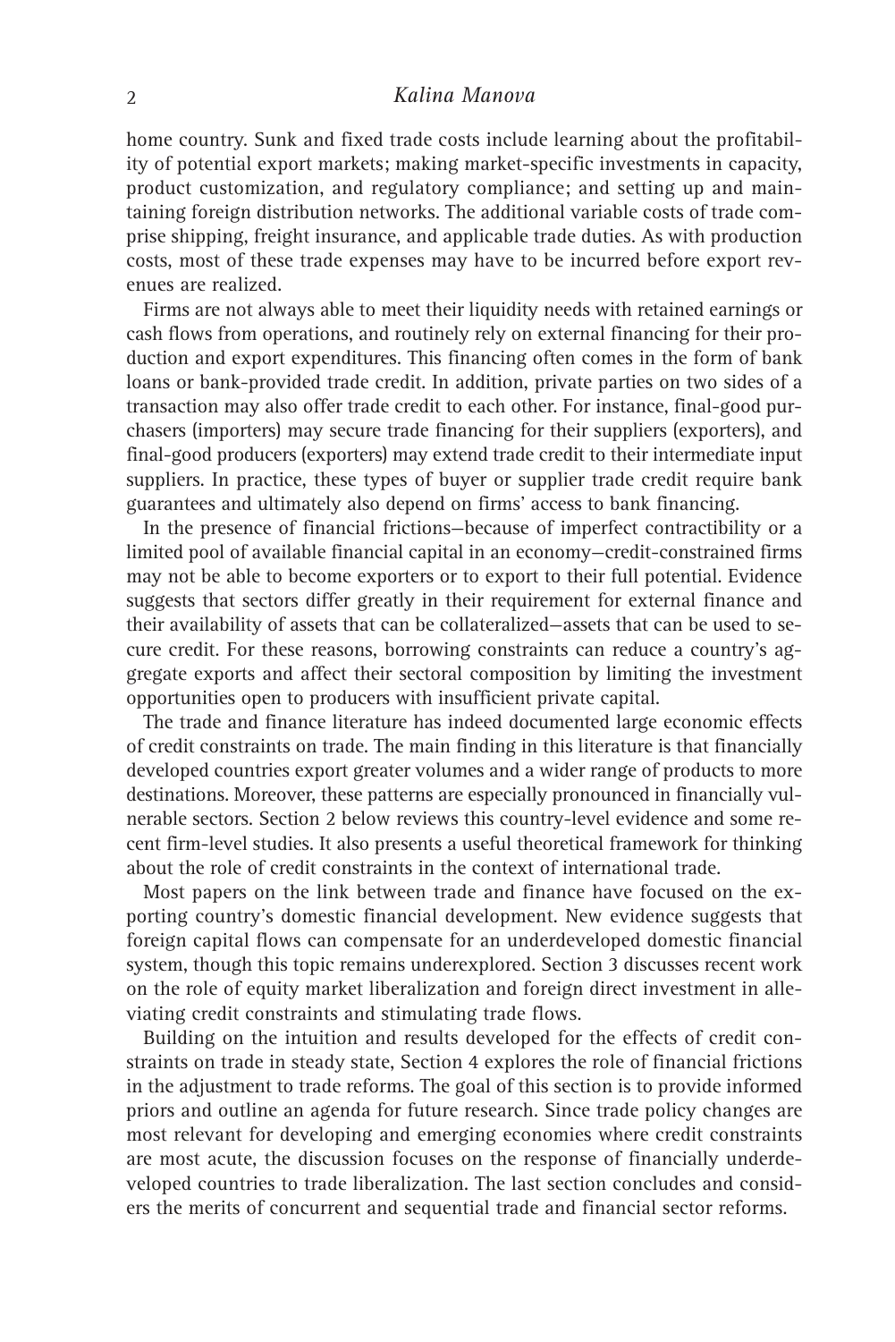home country. Sunk and fixed trade costs include learning about the profitability of potential export markets; making market-specific investments in capacity, product customization, and regulatory compliance; and setting up and maintaining foreign distribution networks. The additional variable costs of trade comprise shipping, freight insurance, and applicable trade duties. As with production costs, most of these trade expenses may have to be incurred before export revenues are realized.

Firms are not always able to meet their liquidity needs with retained earnings or cash flows from operations, and routinely rely on external financing for their production and export expenditures. This financing often comes in the form of bank loans or bank-provided trade credit. In addition, private parties on two sides of a transaction may also offer trade credit to each other. For instance, final-good purchasers (importers) may secure trade financing for their suppliers (exporters), and final-good producers (exporters) may extend trade credit to their intermediate input suppliers. In practice, these types of buyer or supplier trade credit require bank guarantees and ultimately also depend on firms' access to bank financing.

In the presence of financial frictions—because of imperfect contractibility or a limited pool of available financial capital in an economy—credit-constrained firms may not be able to become exporters or to export to their full potential. Evidence suggests that sectors differ greatly in their requirement for external finance and their availability of assets that can be collateralized—assets that can be used to secure credit. For these reasons, borrowing constraints can reduce a country's aggregate exports and affect their sectoral composition by limiting the investment opportunities open to producers with insufficient private capital.

The trade and finance literature has indeed documented large economic effects of credit constraints on trade. The main finding in this literature is that financially developed countries export greater volumes and a wider range of products to more destinations. Moreover, these patterns are especially pronounced in financially vulnerable sectors. Section 2 below reviews this country-level evidence and some recent firm-level studies. It also presents a useful theoretical framework for thinking about the role of credit constraints in the context of international trade.

Most papers on the link between trade and finance have focused on the exporting country's domestic financial development. New evidence suggests that foreign capital flows can compensate for an underdeveloped domestic financial system, though this topic remains underexplored. Section 3 discusses recent work on the role of equity market liberalization and foreign direct investment in alleviating credit constraints and stimulating trade flows.

Building on the intuition and results developed for the effects of credit constraints on trade in steady state, Section 4 explores the role of financial frictions in the adjustment to trade reforms. The goal of this section is to provide informed priors and outline an agenda for future research. Since trade policy changes are most relevant for developing and emerging economies where credit constraints are most acute, the discussion focuses on the response of financially underdeveloped countries to trade liberalization. The last section concludes and considers the merits of concurrent and sequential trade and financial sector reforms.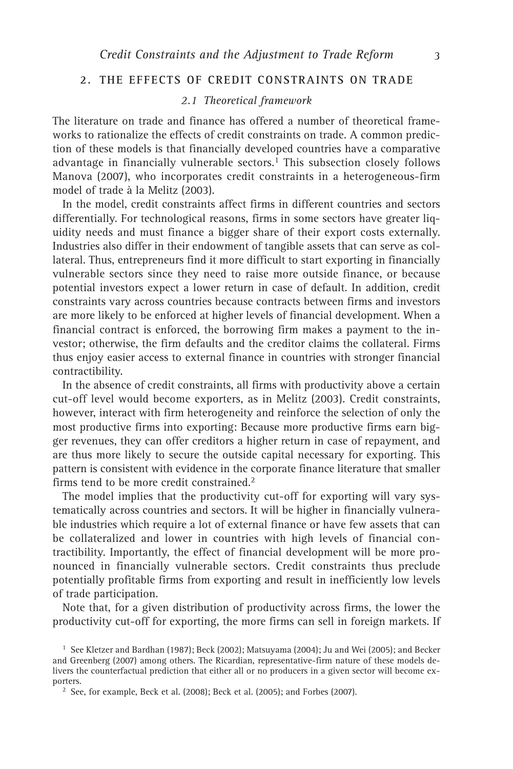## 2. THE EFFECTS OF CREDIT CONSTRAINTS ON TRADE

### *2.1 Theoretical framework*

The literature on trade and finance has offered a number of theoretical frameworks to rationalize the effects of credit constraints on trade. A common prediction of these models is that financially developed countries have a comparative advantage in financially vulnerable sectors.[1] This subsection closely follows Manova (2007), who incorporates credit constraints in a heterogeneous-firm model of trade à la Melitz (2003).

In the model, credit constraints affect firms in different countries and sectors differentially. For technological reasons, firms in some sectors have greater liquidity needs and must finance a bigger share of their export costs externally. Industries also differ in their endowment of tangible assets that can serve as collateral. Thus, entrepreneurs find it more difficult to start exporting in financially vulnerable sectors since they need to raise more outside finance, or because potential investors expect a lower return in case of default. In addition, credit constraints vary across countries because contracts between firms and investors are more likely to be enforced at higher levels of financial development. When a financial contract is enforced, the borrowing firm makes a payment to the investor; otherwise, the firm defaults and the creditor claims the collateral. Firms thus enjoy easier access to external finance in countries with stronger financial contractibility.

In the absence of credit constraints, all firms with productivity above a certain cut-off level would become exporters, as in Melitz (2003). Credit constraints, however, interact with firm heterogeneity and reinforce the selection of only the most productive firms into exporting: Because more productive firms earn bigger revenues, they can offer creditors a higher return in case of repayment, and are thus more likely to secure the outside capital necessary for exporting. This pattern is consistent with evidence in the corporate finance literature that smaller firms tend to be more credit constrained.[2]

The model implies that the productivity cut-off for exporting will vary systematically across countries and sectors. It will be higher in financially vulnerable industries which require a lot of external finance or have few assets that can be collateralized and lower in countries with high levels of financial contractibility. Importantly, the effect of financial development will be more pronounced in financially vulnerable sectors. Credit constraints thus preclude potentially profitable firms from exporting and result in inefficiently low levels of trade participation.

Note that, for a given distribution of productivity across firms, the lower the productivity cut-off for exporting, the more firms can sell in foreign markets. If

[1] See Kletzer and Bardhan (1987); Beck (2002); Matsuyama (2004); Ju and Wei (2005); and Becker and Greenberg (2007) among others. The Ricardian, representative-firm nature of these models delivers the counterfactual prediction that either all or no producers in a given sector will become exporters.

[2] See, for example, Beck et al. (2008); Beck et al. (2005); and Forbes (2007).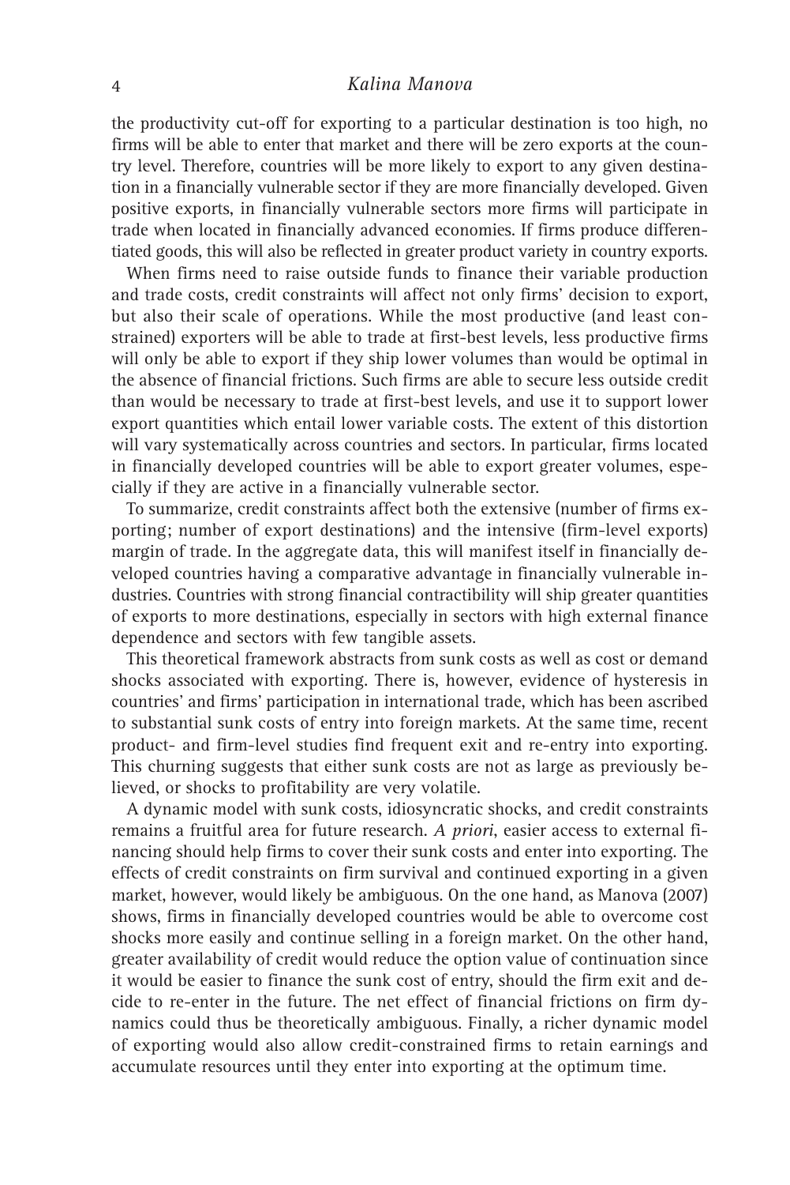the productivity cut-off for exporting to a particular destination is too high, no firms will be able to enter that market and there will be zero exports at the country level. Therefore, countries will be more likely to export to any given destination in a financially vulnerable sector if they are more financially developed. Given positive exports, in financially vulnerable sectors more firms will participate in trade when located in financially advanced economies. If firms produce differentiated goods, this will also be reflected in greater product variety in country exports.

When firms need to raise outside funds to finance their variable production and trade costs, credit constraints will affect not only firms' decision to export, but also their scale of operations. While the most productive (and least constrained) exporters will be able to trade at first-best levels, less productive firms will only be able to export if they ship lower volumes than would be optimal in the absence of financial frictions. Such firms are able to secure less outside credit than would be necessary to trade at first-best levels, and use it to support lower export quantities which entail lower variable costs. The extent of this distortion will vary systematically across countries and sectors. In particular, firms located in financially developed countries will be able to export greater volumes, especially if they are active in a financially vulnerable sector.

To summarize, credit constraints affect both the extensive (number of firms exporting; number of export destinations) and the intensive (firm-level exports) margin of trade. In the aggregate data, this will manifest itself in financially developed countries having a comparative advantage in financially vulnerable industries. Countries with strong financial contractibility will ship greater quantities of exports to more destinations, especially in sectors with high external finance dependence and sectors with few tangible assets.

This theoretical framework abstracts from sunk costs as well as cost or demand shocks associated with exporting. There is, however, evidence of hysteresis in countries' and firms' participation in international trade, which has been ascribed to substantial sunk costs of entry into foreign markets. At the same time, recent product- and firm-level studies find frequent exit and re-entry into exporting. This churning suggests that either sunk costs are not as large as previously believed, or shocks to profitability are very volatile.

A dynamic model with sunk costs, idiosyncratic shocks, and credit constraints remains a fruitful area for future research. *A priori*, easier access to external financing should help firms to cover their sunk costs and enter into exporting. The effects of credit constraints on firm survival and continued exporting in a given market, however, would likely be ambiguous. On the one hand, as Manova (2007) shows, firms in financially developed countries would be able to overcome cost shocks more easily and continue selling in a foreign market. On the other hand, greater availability of credit would reduce the option value of continuation since it would be easier to finance the sunk cost of entry, should the firm exit and decide to re-enter in the future. The net effect of financial frictions on firm dynamics could thus be theoretically ambiguous. Finally, a richer dynamic model of exporting would also allow credit-constrained firms to retain earnings and accumulate resources until they enter into exporting at the optimum time.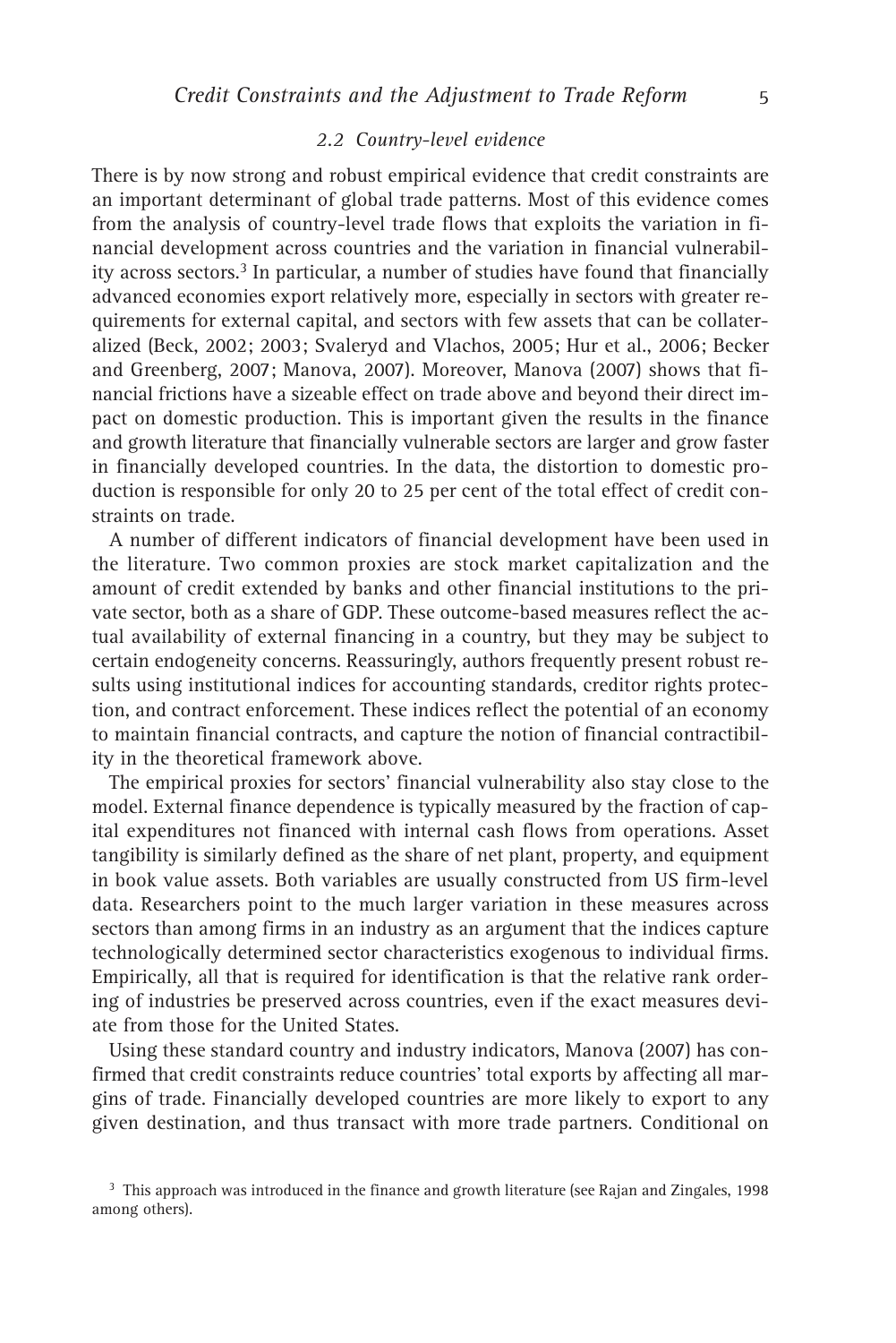### 2.2 Country-level evidence

There is by now strong and robust empirical evidence that credit constraints are an important determinant of global trade patterns. Most of this evidence comes from the analysis of country-level trade flows that exploits the variation in financial development across countries and the variation in financial vulnerability across sectors.[3] In particular, a number of studies have found that financially advanced economies export relatively more, especially in sectors with greater requirements for external capital, and sectors with few assets that can be collateralized (Beck, 2002; 2003; Svaleryd and Vlachos, 2005; Hur et al., 2006; Becker and Greenberg, 2007; Manova, 2007). Moreover, Manova (2007) shows that financial frictions have a sizeable effect on trade above and beyond their direct impact on domestic production. This is important given the results in the finance and growth literature that financially vulnerable sectors are larger and grow faster in financially developed countries. In the data, the distortion to domestic production is responsible for only 20 to 25 per cent of the total effect of credit constraints on trade.

A number of different indicators of financial development have been used in the literature. Two common proxies are stock market capitalization and the amount of credit extended by banks and other financial institutions to the private sector, both as a share of GDP. These outcome-based measures reflect the actual availability of external financing in a country, but they may be subject to certain endogeneity concerns. Reassuringly, authors frequently present robust results using institutional indices for accounting standards, creditor rights protection, and contract enforcement. These indices reflect the potential of an economy to maintain financial contracts, and capture the notion of financial contractibility in the theoretical framework above.

The empirical proxies for sectors' financial vulnerability also stay close to the model. External finance dependence is typically measured by the fraction of capital expenditures not financed with internal cash flows from operations. Asset tangibility is similarly defined as the share of net plant, property, and equipment in book value assets. Both variables are usually constructed from US firm-level data. Researchers point to the much larger variation in these measures across sectors than among firms in an industry as an argument that the indices capture technologically determined sector characteristics exogenous to individual firms. Empirically, all that is required for identification is that the relative rank ordering of industries be preserved across countries, even if the exact measures deviate from those for the United States.

Using these standard country and industry indicators, Manova (2007) has confirmed that credit constraints reduce countries' total exports by affecting all margins of trade. Financially developed countries are more likely to export to any given destination, and thus transact with more trade partners. Conditional on

[3] This approach was introduced in the finance and growth literature (see Rajan and Zingales, 1998 among others).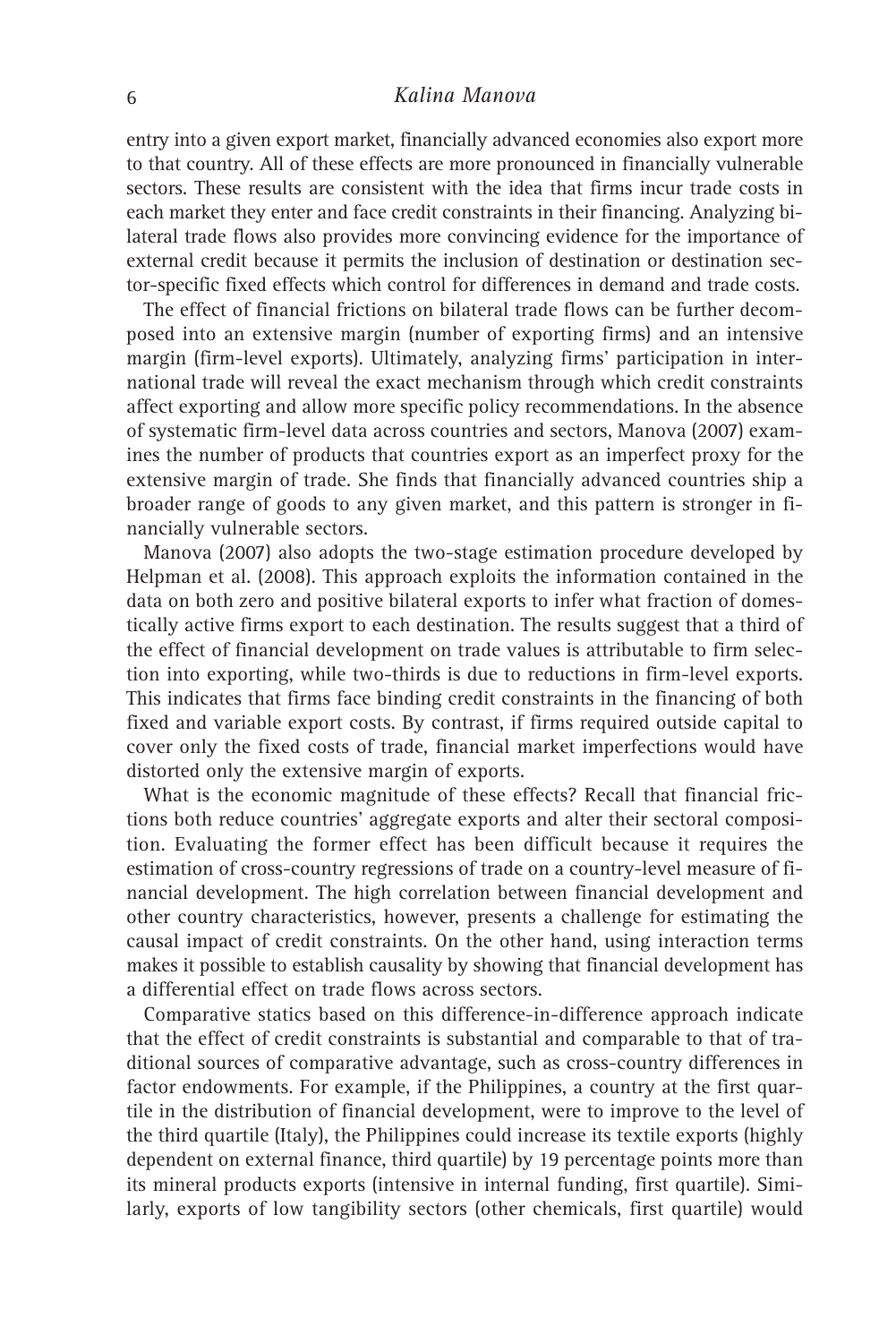entry into a given export market, financially advanced economies also export more to that country. All of these effects are more pronounced in financially vulnerable sectors. These results are consistent with the idea that firms incur trade costs in each market they enter and face credit constraints in their financing. Analyzing bilateral trade flows also provides more convincing evidence for the importance of external credit because it permits the inclusion of destination or destination sector-specific fixed effects which control for differences in demand and trade costs.

The effect of financial frictions on bilateral trade flows can be further decomposed into an extensive margin (number of exporting firms) and an intensive margin (firm-level exports). Ultimately, analyzing firms' participation in international trade will reveal the exact mechanism through which credit constraints affect exporting and allow more specific policy recommendations. In the absence of systematic firm-level data across countries and sectors, Manova (2007) examines the number of products that countries export as an imperfect proxy for the extensive margin of trade. She finds that financially advanced countries ship a broader range of goods to any given market, and this pattern is stronger in financially vulnerable sectors.

Manova (2007) also adopts the two-stage estimation procedure developed by Helpman et al. (2008). This approach exploits the information contained in the data on both zero and positive bilateral exports to infer what fraction of domestically active firms export to each destination. The results suggest that a third of the effect of financial development on trade values is attributable to firm selection into exporting, while two-thirds is due to reductions in firm-level exports. This indicates that firms face binding credit constraints in the financing of both fixed and variable export costs. By contrast, if firms required outside capital to cover only the fixed costs of trade, financial market imperfections would have distorted only the extensive margin of exports.

What is the economic magnitude of these effects? Recall that financial frictions both reduce countries' aggregate exports and alter their sectoral composition. Evaluating the former effect has been difficult because it requires the estimation of cross-country regressions of trade on a country-level measure of financial development. The high correlation between financial development and other country characteristics, however, presents a challenge for estimating the causal impact of credit constraints. On the other hand, using interaction terms makes it possible to establish causality by showing that financial development has a differential effect on trade flows across sectors.

Comparative statics based on this difference-in-difference approach indicate that the effect of credit constraints is substantial and comparable to that of traditional sources of comparative advantage, such as cross-country differences in factor endowments. For example, if the Philippines, a country at the first quartile in the distribution of financial development, were to improve to the level of the third quartile (Italy), the Philippines could increase its textile exports (highly dependent on external finance, third quartile) by 19 percentage points more than its mineral products exports (intensive in internal funding, first quartile). Similarly, exports of low tangibility sectors (other chemicals, first quartile) would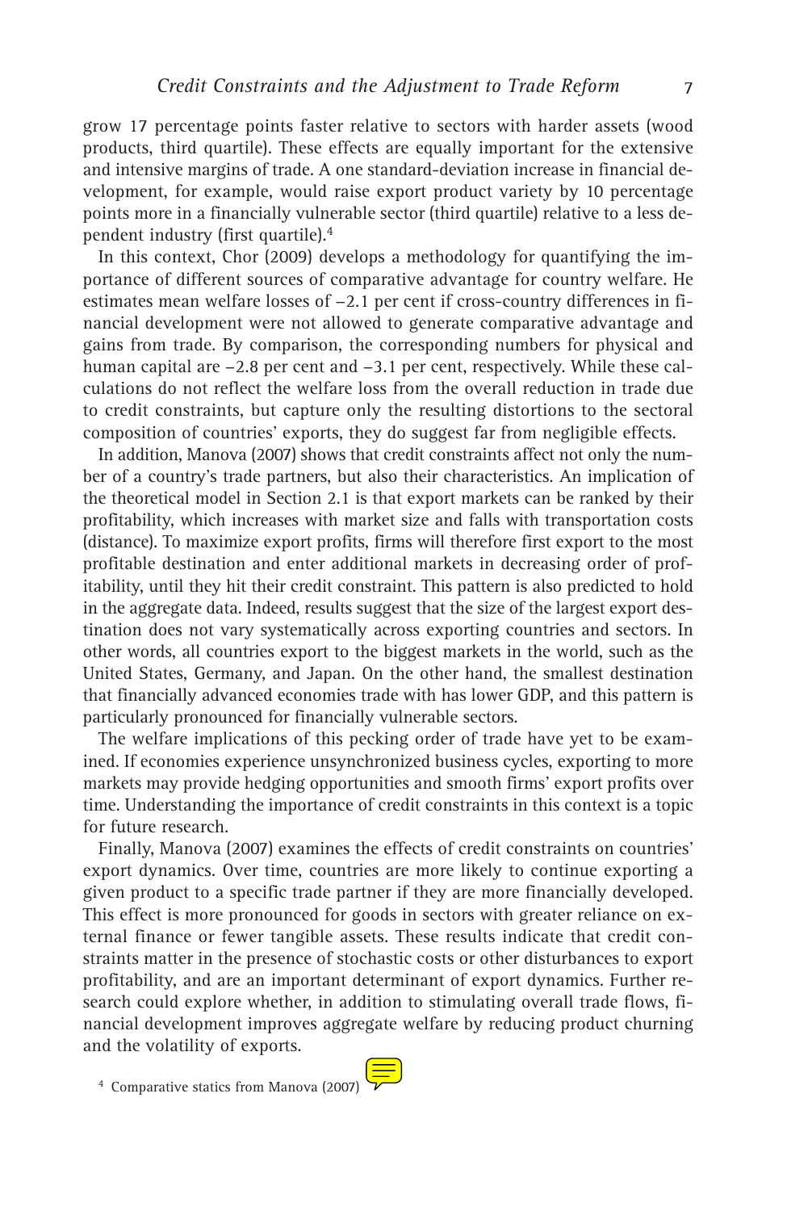grow 17 percentage points faster relative to sectors with harder assets (wood products, third quartile). These effects are equally important for the extensive and intensive margins of trade. A one standard-deviation increase in financial development, for example, would raise export product variety by 10 percentage points more in a financially vulnerable sector (third quartile) relative to a less dependent industry (first quartile).[4]

In this context, Chor (2009) develops a methodology for quantifying the importance of different sources of comparative advantage for country welfare. He estimates mean welfare losses of –2.1 per cent if cross-country differences in financial development were not allowed to generate comparative advantage and gains from trade. By comparison, the corresponding numbers for physical and human capital are –2.8 per cent and –3.1 per cent, respectively. While these calculations do not reflect the welfare loss from the overall reduction in trade due to credit constraints, but capture only the resulting distortions to the sectoral composition of countries' exports, they do suggest far from negligible effects.

In addition, Manova (2007) shows that credit constraints affect not only the number of a country's trade partners, but also their characteristics. An implication of the theoretical model in Section 2.1 is that export markets can be ranked by their profitability, which increases with market size and falls with transportation costs (distance). To maximize export profits, firms will therefore first export to the most profitable destination and enter additional markets in decreasing order of profitability, until they hit their credit constraint. This pattern is also predicted to hold in the aggregate data. Indeed, results suggest that the size of the largest export destination does not vary systematically across exporting countries and sectors. In other words, all countries export to the biggest markets in the world, such as the United States, Germany, and Japan. On the other hand, the smallest destination that financially advanced economies trade with has lower GDP, and this pattern is particularly pronounced for financially vulnerable sectors.

The welfare implications of this pecking order of trade have yet to be examined. If economies experience unsynchronized business cycles, exporting to more markets may provide hedging opportunities and smooth firms' export profits over time. Understanding the importance of credit constraints in this context is a topic for future research.

Finally, Manova (2007) examines the effects of credit constraints on countries' export dynamics. Over time, countries are more likely to continue exporting a given product to a specific trade partner if they are more financially developed. This effect is more pronounced for goods in sectors with greater reliance on external finance or fewer tangible assets. These results indicate that credit constraints matter in the presence of stochastic costs or other disturbances to export profitability, and are an important determinant of export dynamics. Further research could explore whether, in addition to stimulating overall trade flows, financial development improves aggregate welfare by reducing product churning and the volatility of exports.

[4] Comparative statics from Manova (2007)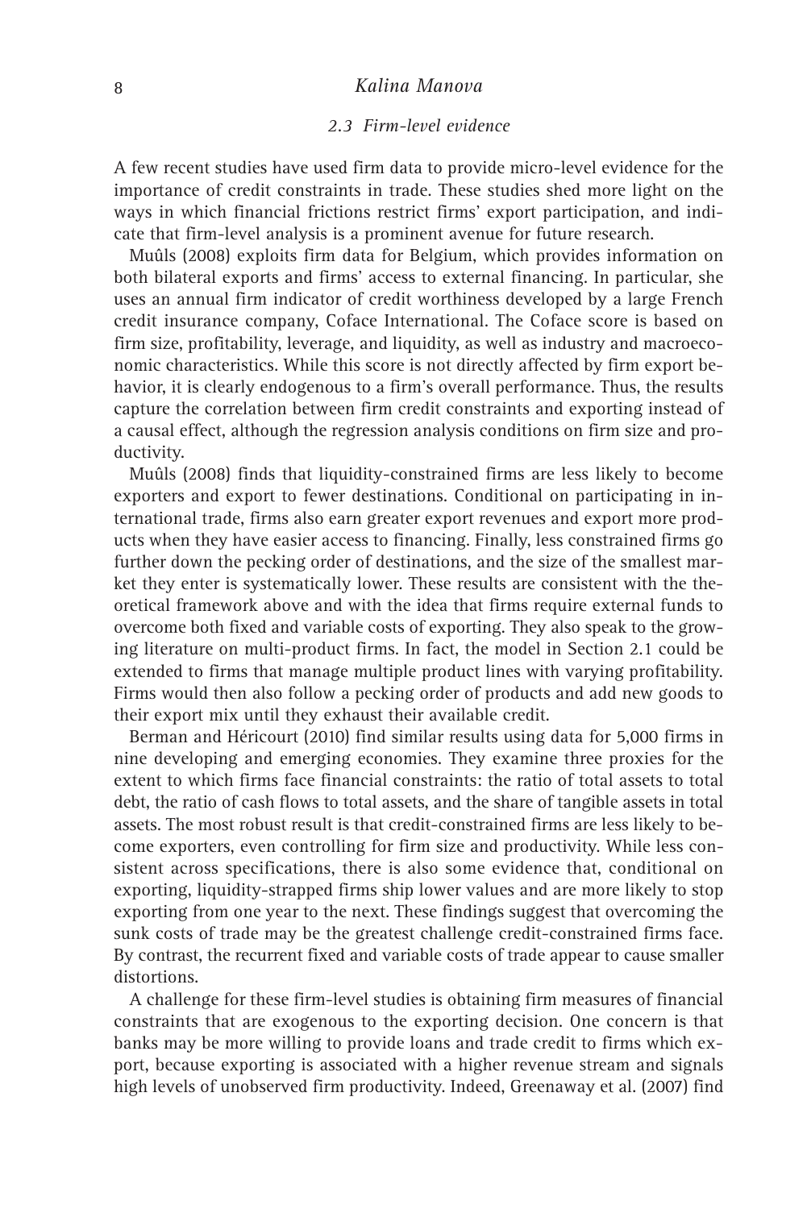### 2.3 Firm-level evidence

A few recent studies have used firm data to provide micro-level evidence for the importance of credit constraints in trade. These studies shed more light on the ways in which financial frictions restrict firms' export participation, and indicate that firm-level analysis is a prominent avenue for future research.

Muûls (2008) exploits firm data for Belgium, which provides information on both bilateral exports and firms' access to external financing. In particular, she uses an annual firm indicator of credit worthiness developed by a large French credit insurance company, Coface International. The Coface score is based on firm size, profitability, leverage, and liquidity, as well as industry and macroeconomic characteristics. While this score is not directly affected by firm export behavior, it is clearly endogenous to a firm's overall performance. Thus, the results capture the correlation between firm credit constraints and exporting instead of a causal effect, although the regression analysis conditions on firm size and productivity.

Muûls (2008) finds that liquidity-constrained firms are less likely to become exporters and export to fewer destinations. Conditional on participating in international trade, firms also earn greater export revenues and export more products when they have easier access to financing. Finally, less constrained firms go further down the pecking order of destinations, and the size of the smallest market they enter is systematically lower. These results are consistent with the theoretical framework above and with the idea that firms require external funds to overcome both fixed and variable costs of exporting. They also speak to the growing literature on multi-product firms. In fact, the model in Section 2.1 could be extended to firms that manage multiple product lines with varying profitability. Firms would then also follow a pecking order of products and add new goods to their export mix until they exhaust their available credit.

Berman and Héricourt (2010) find similar results using data for 5,000 firms in nine developing and emerging economies. They examine three proxies for the extent to which firms face financial constraints: the ratio of total assets to total debt, the ratio of cash flows to total assets, and the share of tangible assets in total assets. The most robust result is that credit-constrained firms are less likely to become exporters, even controlling for firm size and productivity. While less consistent across specifications, there is also some evidence that, conditional on exporting, liquidity-strapped firms ship lower values and are more likely to stop exporting from one year to the next. These findings suggest that overcoming the sunk costs of trade may be the greatest challenge credit-constrained firms face. By contrast, the recurrent fixed and variable costs of trade appear to cause smaller distortions.

A challenge for these firm-level studies is obtaining firm measures of financial constraints that are exogenous to the exporting decision. One concern is that banks may be more willing to provide loans and trade credit to firms which export, because exporting is associated with a higher revenue stream and signals high levels of unobserved firm productivity. Indeed, Greenaway et al. (2007) find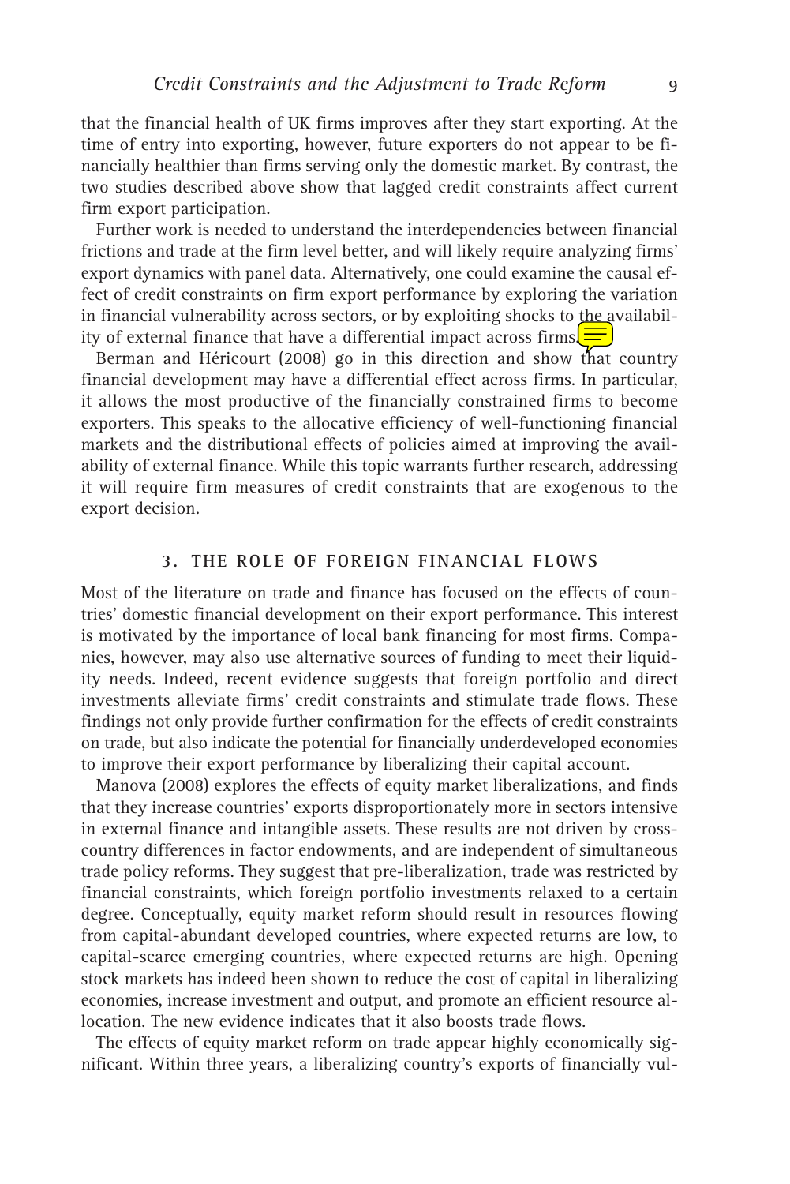that the financial health of UK firms improves after they start exporting. At the time of entry into exporting, however, future exporters do not appear to be financially healthier than firms serving only the domestic market. By contrast, the two studies described above show that lagged credit constraints affect current firm export participation.

Further work is needed to understand the interdependencies between financial frictions and trade at the firm level better, and will likely require analyzing firms' export dynamics with panel data. Alternatively, one could examine the causal effect of credit constraints on firm export performance by exploring the variation in financial vulnerability across sectors, or by exploiting shocks to the availability of external finance that have a differential impact across firms.

Berman and Héricourt (2008) go in this direction and show that country financial development may have a differential effect across firms. In particular, it allows the most productive of the financially constrained firms to become exporters. This speaks to the allocative efficiency of well-functioning financial markets and the distributional effects of policies aimed at improving the availability of external finance. While this topic warrants further research, addressing it will require firm measures of credit constraints that are exogenous to the export decision.

## 3. THE ROLE OF FOREIGN FINANCIAL FLOWS

Most of the literature on trade and finance has focused on the effects of countries' domestic financial development on their export performance. This interest is motivated by the importance of local bank financing for most firms. Companies, however, may also use alternative sources of funding to meet their liquidity needs. Indeed, recent evidence suggests that foreign portfolio and direct investments alleviate firms' credit constraints and stimulate trade flows. These findings not only provide further confirmation for the effects of credit constraints on trade, but also indicate the potential for financially underdeveloped economies to improve their export performance by liberalizing their capital account.

Manova (2008) explores the effects of equity market liberalizations, and finds that they increase countries' exports disproportionately more in sectors intensive in external finance and intangible assets. These results are not driven by cross-country differences in factor endowments, and are independent of simultaneous trade policy reforms. They suggest that pre-liberalization, trade was restricted by financial constraints, which foreign portfolio investments relaxed to a certain degree. Conceptually, equity market reform should result in resources flowing from capital-abundant developed countries, where expected returns are low, to capital-scarce emerging countries, where expected returns are high. Opening stock markets has indeed been shown to reduce the cost of capital in liberalizing economies, increase investment and output, and promote an efficient resource allocation. The new evidence indicates that it also boosts trade flows.

The effects of equity market reform on trade appear highly economically significant. Within three years, a liberalizing country's exports of financially vul-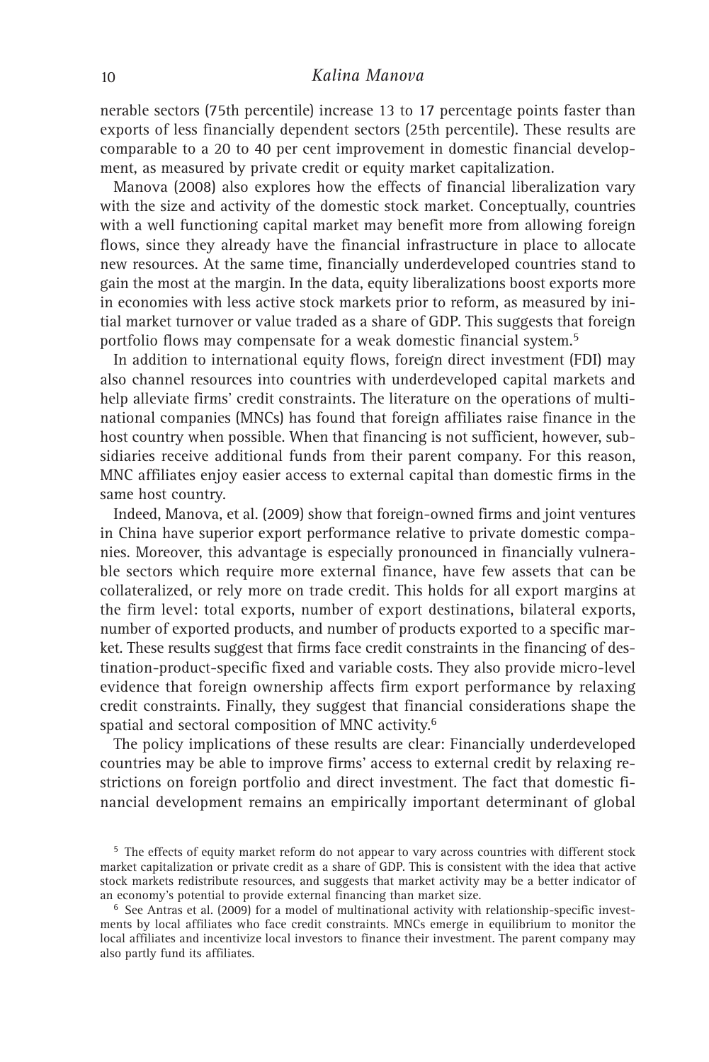nerable sectors (75th percentile) increase 13 to 17 percentage points faster than exports of less financially dependent sectors (25th percentile). These results are comparable to a 20 to 40 per cent improvement in domestic financial development, as measured by private credit or equity market capitalization.

Manova (2008) also explores how the effects of financial liberalization vary with the size and activity of the domestic stock market. Conceptually, countries with a well functioning capital market may benefit more from allowing foreign flows, since they already have the financial infrastructure in place to allocate new resources. At the same time, financially underdeveloped countries stand to gain the most at the margin. In the data, equity liberalizations boost exports more in economies with less active stock markets prior to reform, as measured by initial market turnover or value traded as a share of GDP. This suggests that foreign portfolio flows may compensate for a weak domestic financial system.[5]

In addition to international equity flows, foreign direct investment (FDI) may also channel resources into countries with underdeveloped capital markets and help alleviate firms' credit constraints. The literature on the operations of multinational companies (MNCs) has found that foreign affiliates raise finance in the host country when possible. When that financing is not sufficient, however, subsidiaries receive additional funds from their parent company. For this reason, MNC affiliates enjoy easier access to external capital than domestic firms in the same host country.

Indeed, Manova, et al. (2009) show that foreign-owned firms and joint ventures in China have superior export performance relative to private domestic companies. Moreover, this advantage is especially pronounced in financially vulnerable sectors which require more external finance, have few assets that can be collateralized, or rely more on trade credit. This holds for all export margins at the firm level: total exports, number of export destinations, bilateral exports, number of exported products, and number of products exported to a specific market. These results suggest that firms face credit constraints in the financing of destination-product-specific fixed and variable costs. They also provide micro-level evidence that foreign ownership affects firm export performance by relaxing credit constraints. Finally, they suggest that financial considerations shape the spatial and sectoral composition of MNC activity.[6]

The policy implications of these results are clear: Financially underdeveloped countries may be able to improve firms' access to external credit by relaxing restrictions on foreign portfolio and direct investment. The fact that domestic financial development remains an empirically important determinant of global

[5] The effects of equity market reform do not appear to vary across countries with different stock market capitalization or private credit as a share of GDP. This is consistent with the idea that active stock markets redistribute resources, and suggests that market activity may be a better indicator of an economy's potential to provide external financing than market size.

[6] See Antras et al. (2009) for a model of multinational activity with relationship-specific investments by local affiliates who face credit constraints. MNCs emerge in equilibrium to monitor the local affiliates and incentivize local investors to finance their investment. The parent company may also partly fund its affiliates.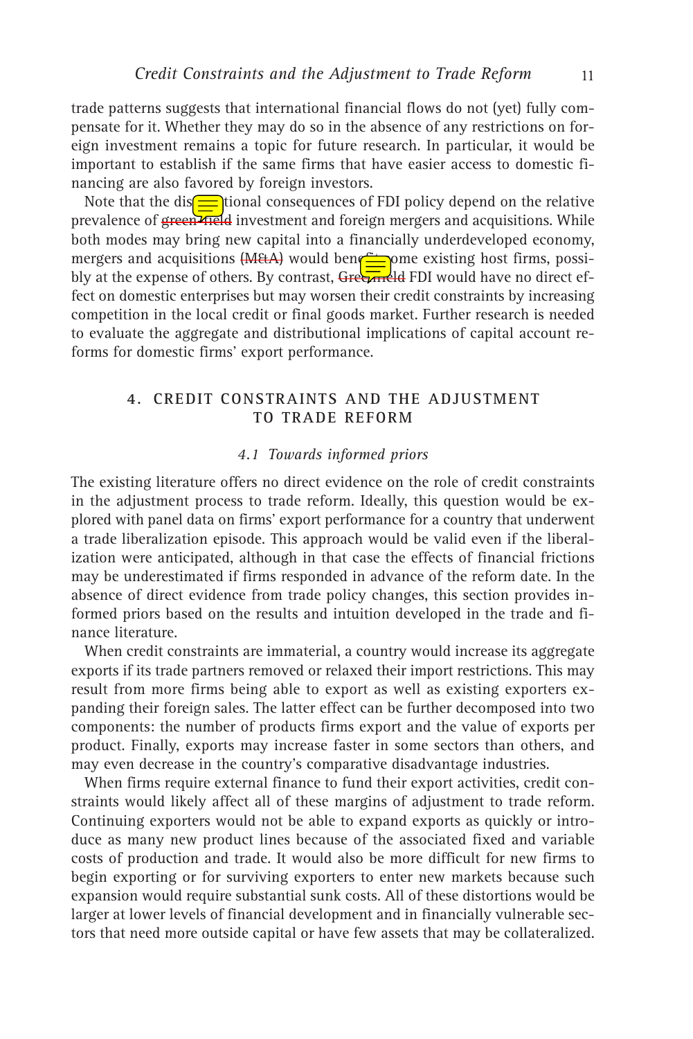trade patterns suggests that international financial flows do not (yet) fully compensate for it. Whether they may do so in the absence of any restrictions on foreign investment remains a topic for future research. In particular, it would be important to establish if the same firms that have easier access to domestic financing are also favored by foreign investors.

Note that the distributional consequences of FDI policy depend on the relative prevalence of green-field investment and foreign mergers and acquisitions. While both modes may bring new capital into a financially underdeveloped economy, mergers and acquisitions (M&A) would benefit some existing host firms, possibly at the expense of others. By contrast, Greenfield FDI would have no direct effect on domestic enterprises but may worsen their credit constraints by increasing competition in the local credit or final goods market. Further research is needed to evaluate the aggregate and distributional implications of capital account reforms for domestic firms' export performance.

## 4. CREDIT CONSTRAINTS AND THE ADJUSTMENT TO TRADE REFORM

### *4.1 Towards informed priors*

The existing literature offers no direct evidence on the role of credit constraints in the adjustment process to trade reform. Ideally, this question would be explored with panel data on firms' export performance for a country that underwent a trade liberalization episode. This approach would be valid even if the liberalization were anticipated, although in that case the effects of financial frictions may be underestimated if firms responded in advance of the reform date. In the absence of direct evidence from trade policy changes, this section provides informed priors based on the results and intuition developed in the trade and finance literature.

When credit constraints are immaterial, a country would increase its aggregate exports if its trade partners removed or relaxed their import restrictions. This may result from more firms being able to export as well as existing exporters expanding their foreign sales. The latter effect can be further decomposed into two components: the number of products firms export and the value of exports per product. Finally, exports may increase faster in some sectors than others, and may even decrease in the country's comparative disadvantage industries.

When firms require external finance to fund their export activities, credit constraints would likely affect all of these margins of adjustment to trade reform. Continuing exporters would not be able to expand exports as quickly or introduce as many new product lines because of the associated fixed and variable costs of production and trade. It would also be more difficult for new firms to begin exporting or for surviving exporters to enter new markets because such expansion would require substantial sunk costs. All of these distortions would be larger at lower levels of financial development and in financially vulnerable sectors that need more outside capital or have few assets that may be collateralized.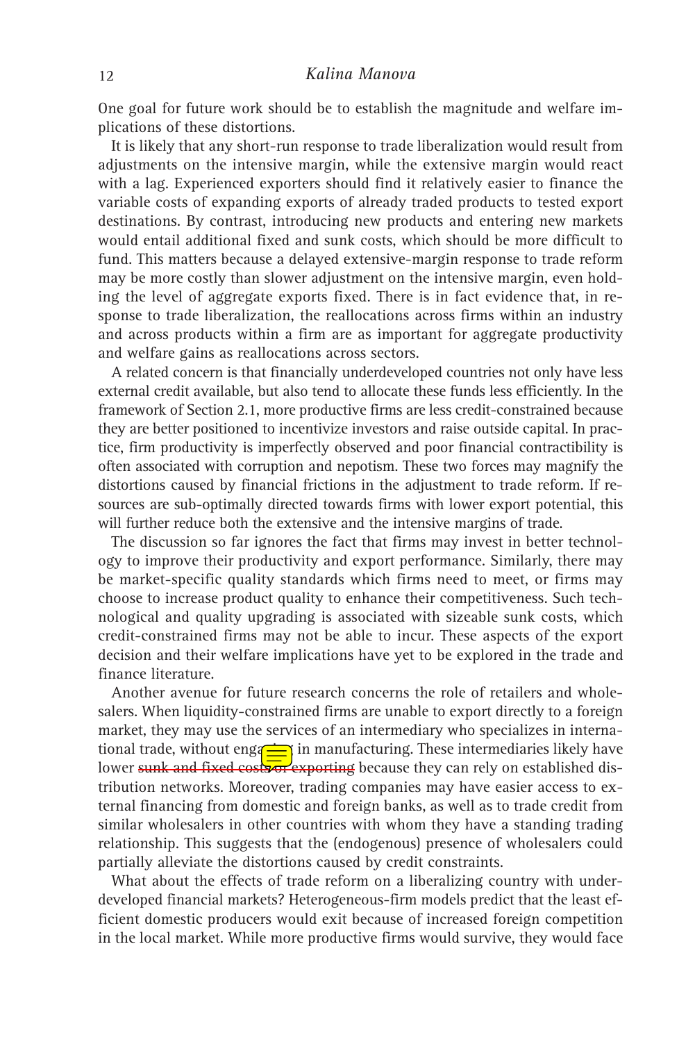One goal for future work should be to establish the magnitude and welfare implications of these distortions.

It is likely that any short-run response to trade liberalization would result from adjustments on the intensive margin, while the extensive margin would react with a lag. Experienced exporters should find it relatively easier to finance the variable costs of expanding exports of already traded products to tested export destinations. By contrast, introducing new products and entering new markets would entail additional fixed and sunk costs, which should be more difficult to fund. This matters because a delayed extensive-margin response to trade reform may be more costly than slower adjustment on the intensive margin, even holding the level of aggregate exports fixed. There is in fact evidence that, in response to trade liberalization, the reallocations across firms within an industry and across products within a firm are as important for aggregate productivity and welfare gains as reallocations across sectors.

A related concern is that financially underdeveloped countries not only have less external credit available, but also tend to allocate these funds less efficiently. In the framework of Section 2.1, more productive firms are less credit-constrained because they are better positioned to incentivize investors and raise outside capital. In practice, firm productivity is imperfectly observed and poor financial contractibility is often associated with corruption and nepotism. These two forces may magnify the distortions caused by financial frictions in the adjustment to trade reform. If resources are sub-optimally directed towards firms with lower export potential, this will further reduce both the extensive and the intensive margins of trade.

The discussion so far ignores the fact that firms may invest in better technology to improve their productivity and export performance. Similarly, there may be market-specific quality standards which firms need to meet, or firms may choose to increase product quality to enhance their competitiveness. Such technological and quality upgrading is associated with sizeable sunk costs, which credit-constrained firms may not be able to incur. These aspects of the export decision and their welfare implications have yet to be explored in the trade and finance literature.

Another avenue for future research concerns the role of retailers and wholesalers. When liquidity-constrained firms are unable to export directly to a foreign market, they may use the services of an intermediary who specializes in international trade, without engaging in manufacturing. These intermediaries likely have lower sunk and fixed costs of exporting because they can rely on established distribution networks. Moreover, trading companies may have easier access to external financing from domestic and foreign banks, as well as to trade credit from similar wholesalers in other countries with whom they have a standing trading relationship. This suggests that the (endogenous) presence of wholesalers could partially alleviate the distortions caused by credit constraints.

What about the effects of trade reform on a liberalizing country with underdeveloped financial markets? Heterogeneous-firm models predict that the least efficient domestic producers would exit because of increased foreign competition in the local market. While more productive firms would survive, they would face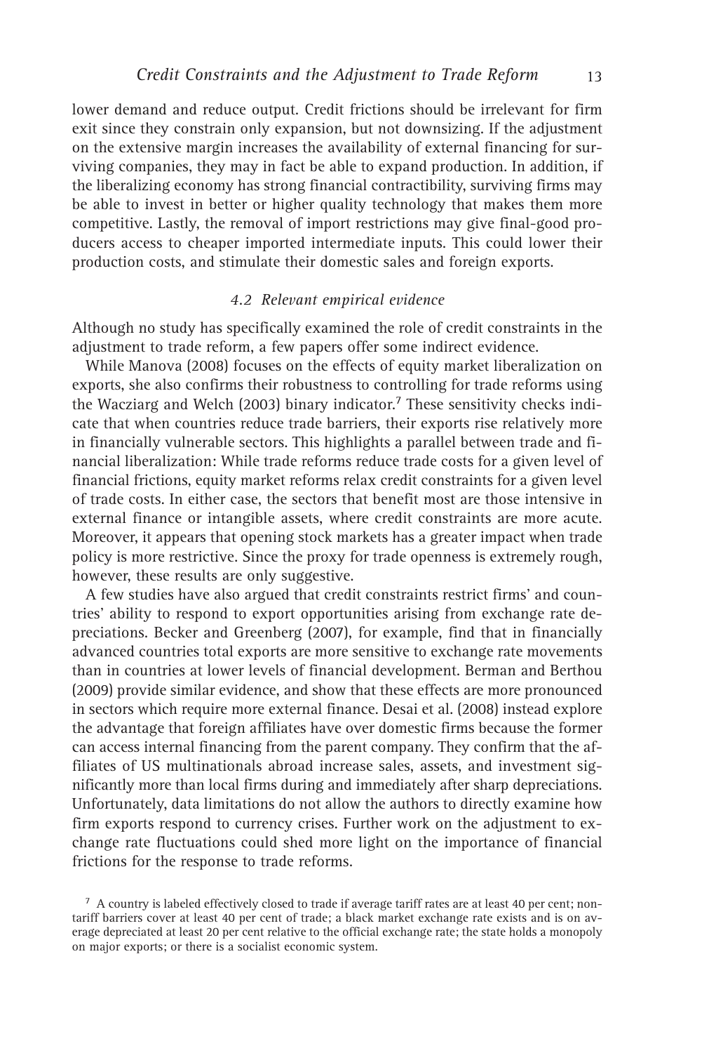lower demand and reduce output. Credit frictions should be irrelevant for firm exit since they constrain only expansion, but not downsizing. If the adjustment on the extensive margin increases the availability of external financing for surviving companies, they may in fact be able to expand production. In addition, if the liberalizing economy has strong financial contractibility, surviving firms may be able to invest in better or higher quality technology that makes them more competitive. Lastly, the removal of import restrictions may give final-good producers access to cheaper imported intermediate inputs. This could lower their production costs, and stimulate their domestic sales and foreign exports.

### *4.2 Relevant empirical evidence*

Although no study has specifically examined the role of credit constraints in the adjustment to trade reform, a few papers offer some indirect evidence.

While Manova (2008) focuses on the effects of equity market liberalization on exports, she also confirms their robustness to controlling for trade reforms using the Wacziarg and Welch (2003) binary indicator.[7] These sensitivity checks indicate that when countries reduce trade barriers, their exports rise relatively more in financially vulnerable sectors. This highlights a parallel between trade and financial liberalization: While trade reforms reduce trade costs for a given level of financial frictions, equity market reforms relax credit constraints for a given level of trade costs. In either case, the sectors that benefit most are those intensive in external finance or intangible assets, where credit constraints are more acute. Moreover, it appears that opening stock markets has a greater impact when trade policy is more restrictive. Since the proxy for trade openness is extremely rough, however, these results are only suggestive.

A few studies have also argued that credit constraints restrict firms' and countries' ability to respond to export opportunities arising from exchange rate depreciations. Becker and Greenberg (2007), for example, find that in financially advanced countries total exports are more sensitive to exchange rate movements than in countries at lower levels of financial development. Berman and Berthou (2009) provide similar evidence, and show that these effects are more pronounced in sectors which require more external finance. Desai et al. (2008) instead explore the advantage that foreign affiliates have over domestic firms because the former can access internal financing from the parent company. They confirm that the affiliates of US multinationals abroad increase sales, assets, and investment significantly more than local firms during and immediately after sharp depreciations. Unfortunately, data limitations do not allow the authors to directly examine how firm exports respond to currency crises. Further work on the adjustment to exchange rate fluctuations could shed more light on the importance of financial frictions for the response to trade reforms.

[7] A country is labeled effectively closed to trade if average tariff rates are at least 40 per cent; non-tariff barriers cover at least 40 per cent of trade; a black market exchange rate exists and is on average depreciated at least 20 per cent relative to the official exchange rate; the state holds a monopoly on major exports; or there is a socialist economic system.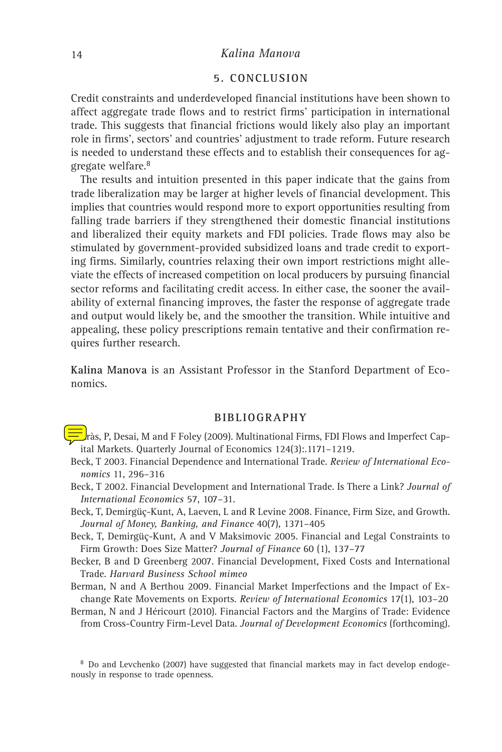## 5. CONCLUSION

Credit constraints and underdeveloped financial institutions have been shown to affect aggregate trade flows and to restrict firms' participation in international trade. This suggests that financial frictions would likely also play an important role in firms', sectors' and countries' adjustment to trade reform. Future research is needed to understand these effects and to establish their consequences for aggregate welfare.[8]

The results and intuition presented in this paper indicate that the gains from trade liberalization may be larger at higher levels of financial development. This implies that countries would respond more to export opportunities resulting from falling trade barriers if they strengthened their domestic financial institutions and liberalized their equity markets and FDI policies. Trade flows may also be stimulated by government-provided subsidized loans and trade credit to exporting firms. Similarly, countries relaxing their own import restrictions might alleviate the effects of increased competition on local producers by pursuing financial sector reforms and facilitating credit access. In either case, the sooner the availability of external financing improves, the faster the response of aggregate trade and output would likely be, and the smoother the transition. While intuitive and appealing, these policy prescriptions remain tentative and their confirmation requires further research.

**Kalina Manova** is an Assistant Professor in the Stanford Department of Economics.

## BIBLIOGRAPHY

- ràs, P, Desai, M and F Foley (2009). Multinational Firms, FDI Flows and Imperfect Capital Markets. Quarterly Journal of Economics 124(3):.1171–1219.
- Beck, T 2003. Financial Dependence and International Trade. *Review of International Economics* 11, 296–316
- Beck, T 2002. Financial Development and International Trade. Is There a Link? *Journal of International Economics* 57, 107–31.
- Beck, T, Demirgüç-Kunt, A, Laeven, L and R Levine 2008. Finance, Firm Size, and Growth. *Journal of Money, Banking, and Finance* 40(7), 1371–405
- Beck, T, Demirgüç-Kunt, A and V Maksimovic 2005. Financial and Legal Constraints to Firm Growth: Does Size Matter? *Journal of Finance* 60 (1), 137–77
- Becker, B and D Greenberg 2007. Financial Development, Fixed Costs and International Trade. *Harvard Business School mimeo*
- Berman, N and A Berthou 2009. Financial Market Imperfections and the Impact of Exchange Rate Movements on Exports. *Review of International Economics* 17(1), 103–20
- Berman, N and J Héricourt (2010). Financial Factors and the Margins of Trade: Evidence from Cross-Country Firm-Level Data. *Journal of Development Economics* (forthcoming).

[8] Do and Levchenko (2007) have suggested that financial markets may in fact develop endogenously in response to trade openness.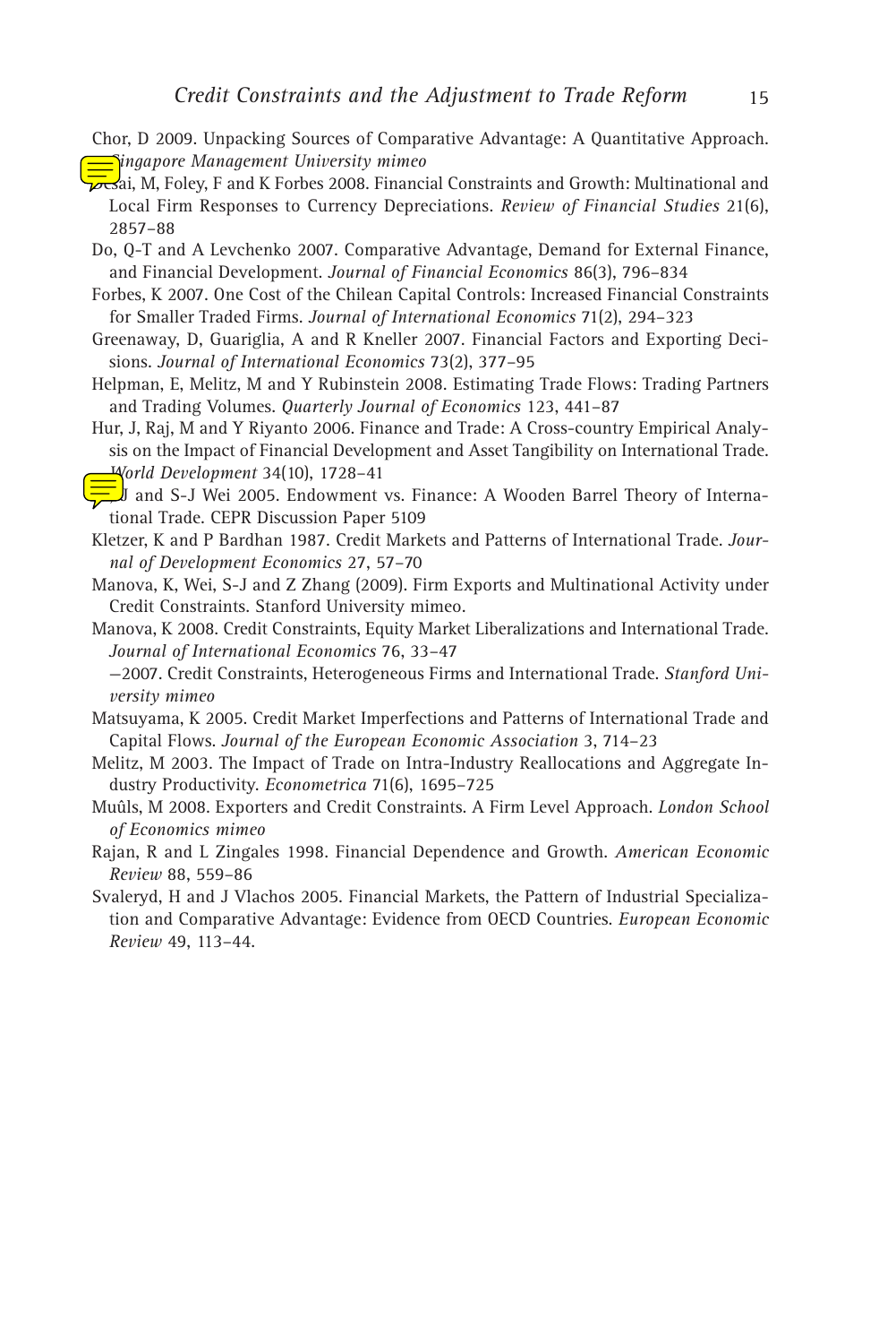Chor, D 2009. Unpacking Sources of Comparative Advantage: A Quantitative Approach. *Singapore Management University mimeo*

Desai, M, Foley, F and K Forbes 2008. Financial Constraints and Growth: Multinational and Local Firm Responses to Currency Depreciations. *Review of Financial Studies* 21(6), 2857–88

Do, Q-T and A Levchenko 2007. Comparative Advantage, Demand for External Finance, and Financial Development. *Journal of Financial Economics* 86(3), 796–834

Forbes, K 2007. One Cost of the Chilean Capital Controls: Increased Financial Constraints for Smaller Traded Firms. *Journal of International Economics* 71(2), 294–323

Greenaway, D, Guariglia, A and R Kneller 2007. Financial Factors and Exporting Decisions. *Journal of International Economics* 73(2), 377–95

Helpman, E, Melitz, M and Y Rubinstein 2008. Estimating Trade Flows: Trading Partners and Trading Volumes. *Quarterly Journal of Economics* 123, 441–87

Hur, J, Raj, M and Y Riyanto 2006. Finance and Trade: A Cross-country Empirical Analysis on the Impact of Financial Development and Asset Tangibility on International Trade. *World Development* 34(10), 1728–41

Ju, J and S-J Wei 2005. Endowment vs. Finance: A Wooden Barrel Theory of International Trade. CEPR Discussion Paper 5109

Kletzer, K and P Bardhan 1987. Credit Markets and Patterns of International Trade. *Journal of Development Economics* 27, 57–70

Manova, K, Wei, S-J and Z Zhang (2009). Firm Exports and Multinational Activity under Credit Constraints. Stanford University mimeo.

Manova, K 2008. Credit Constraints, Equity Market Liberalizations and International Trade. *Journal of International Economics* 76, 33–47

—2007. Credit Constraints, Heterogeneous Firms and International Trade. *Stanford University mimeo*

Matsuyama, K 2005. Credit Market Imperfections and Patterns of International Trade and Capital Flows. *Journal of the European Economic Association* 3, 714–23

Melitz, M 2003. The Impact of Trade on Intra-Industry Reallocations and Aggregate Industry Productivity. *Econometrica* 71(6), 1695–725

Muûls, M 2008. Exporters and Credit Constraints. A Firm Level Approach. *London School of Economics mimeo*

Rajan, R and L Zingales 1998. Financial Dependence and Growth. *American Economic Review* 88, 559–86

Svaleryd, H and J Vlachos 2005. Financial Markets, the Pattern of Industrial Specialization and Comparative Advantage: Evidence from OECD Countries. *European Economic Review* 49, 113–44.